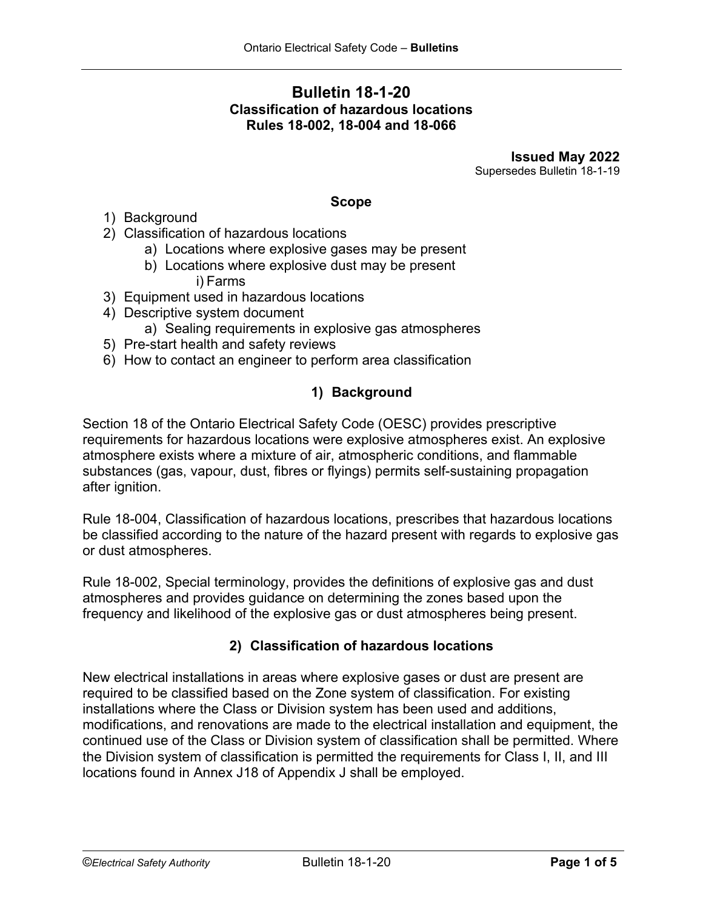# Bulletin 18-1-20

**Classification of hazardous locations**
**Rules 18-002, 18-004 and 18-066**

**Issued May 2022**
Supersedes Bulletin 18-1-19

## Scope

1) Background
2) Classification of hazardous locations
    a) Locations where explosive gases may be present
    b) Locations where explosive dust may be present
        i) Farms
3) Equipment used in hazardous locations
4) Descriptive system document
    a) Sealing requirements in explosive gas atmospheres
5) Pre-start health and safety reviews
6) How to contact an engineer to perform area classification

## 1) Background

Section 18 of the Ontario Electrical Safety Code (OESC) provides prescriptive requirements for hazardous locations were explosive atmospheres exist. An explosive atmosphere exists where a mixture of air, atmospheric conditions, and flammable substances (gas, vapour, dust, fibres or flyings) permits self-sustaining propagation after ignition.

Rule 18-004, Classification of hazardous locations, prescribes that hazardous locations be classified according to the nature of the hazard present with regards to explosive gas or dust atmospheres.

Rule 18-002, Special terminology, provides the definitions of explosive gas and dust atmospheres and provides guidance on determining the zones based upon the frequency and likelihood of the explosive gas or dust atmospheres being present.

## 2) Classification of hazardous locations

New electrical installations in areas where explosive gases or dust are present are required to be classified based on the Zone system of classification. For existing installations where the Class or Division system has been used and additions, modifications, and renovations are made to the electrical installation and equipment, the continued use of the Class or Division system of classification shall be permitted. Where the Division system of classification is permitted the requirements for Class I, II, and III locations found in Annex J18 of Appendix J shall be employed.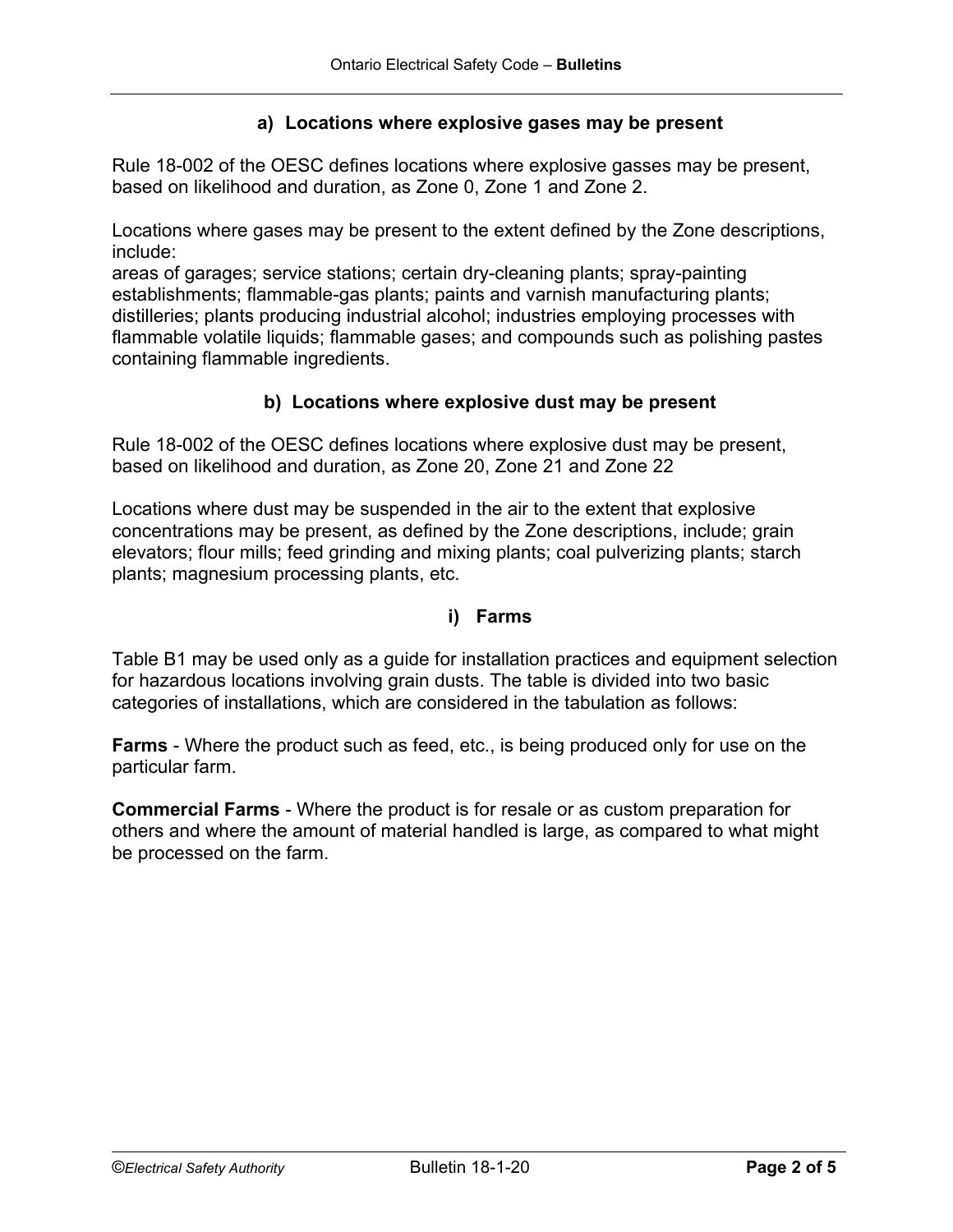### a) Locations where explosive gases may be present

Rule 18-002 of the OESC defines locations where explosive gasses may be present, based on likelihood and duration, as Zone 0, Zone 1 and Zone 2.

Locations where gases may be present to the extent defined by the Zone descriptions, include:
areas of garages; service stations; certain dry-cleaning plants; spray-painting establishments; flammable-gas plants; paints and varnish manufacturing plants; distilleries; plants producing industrial alcohol; industries employing processes with flammable volatile liquids; flammable gases; and compounds such as polishing pastes containing flammable ingredients.

### b) Locations where explosive dust may be present

Rule 18-002 of the OESC defines locations where explosive dust may be present, based on likelihood and duration, as Zone 20, Zone 21 and Zone 22

Locations where dust may be suspended in the air to the extent that explosive concentrations may be present, as defined by the Zone descriptions, include; grain elevators; flour mills; feed grinding and mixing plants; coal pulverizing plants; starch plants; magnesium processing plants, etc.

#### i) Farms

Table B1 may be used only as a guide for installation practices and equipment selection for hazardous locations involving grain dusts. The table is divided into two basic categories of installations, which are considered in the tabulation as follows:

**Farms** - Where the product such as feed, etc., is being produced only for use on the particular farm.

**Commercial Farms** - Where the product is for resale or as custom preparation for others and where the amount of material handled is large, as compared to what might be processed on the farm.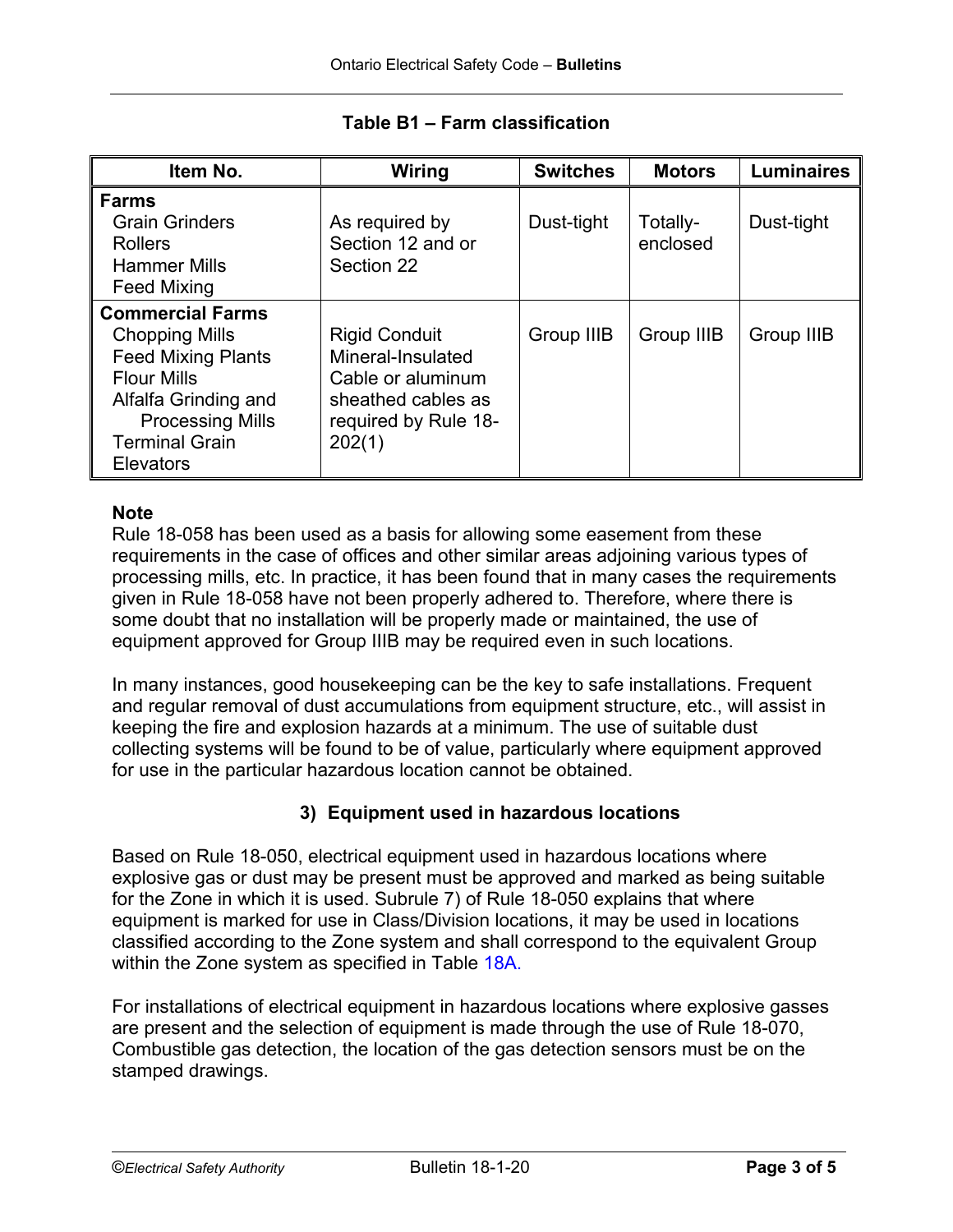**Table B1 – Farm classification**

| Item No. | Wiring | Switches | Motors | Luminaires |
|---|---|---|---|---|
| **Farms**<br>Grain Grinders<br>Rollers<br>Hammer Mills<br>Feed Mixing | As required by Section 12 and or Section 22 | Dust-tight | Totally-enclosed | Dust-tight |
| **Commercial Farms**<br>Chopping Mills<br>Feed Mixing Plants<br>Flour Mills<br>Alfalfa Grinding and Processing Mills<br>Terminal Grain Elevators | Rigid Conduit Mineral-Insulated Cable or aluminum sheathed cables as required by Rule 18-202(1) | Group IIIB | Group IIIB | Group IIIB |

**Note**

Rule 18-058 has been used as a basis for allowing some easement from these requirements in the case of offices and other similar areas adjoining various types of processing mills, etc. In practice, it has been found that in many cases the requirements given in Rule 18-058 have not been properly adhered to. Therefore, where there is some doubt that no installation will be properly made or maintained, the use of equipment approved for Group IIIB may be required even in such locations.

In many instances, good housekeeping can be the key to safe installations. Frequent and regular removal of dust accumulations from equipment structure, etc., will assist in keeping the fire and explosion hazards at a minimum. The use of suitable dust collecting systems will be found to be of value, particularly where equipment approved for use in the particular hazardous location cannot be obtained.

### 3) Equipment used in hazardous locations

Based on Rule 18-050, electrical equipment used in hazardous locations where explosive gas or dust may be present must be approved and marked as being suitable for the Zone in which it is used. Subrule 7) of Rule 18-050 explains that where equipment is marked for use in Class/Division locations, it may be used in locations classified according to the Zone system and shall correspond to the equivalent Group within the Zone system as specified in Table 18A.

For installations of electrical equipment in hazardous locations where explosive gasses are present and the selection of equipment is made through the use of Rule 18-070, Combustible gas detection, the location of the gas detection sensors must be on the stamped drawings.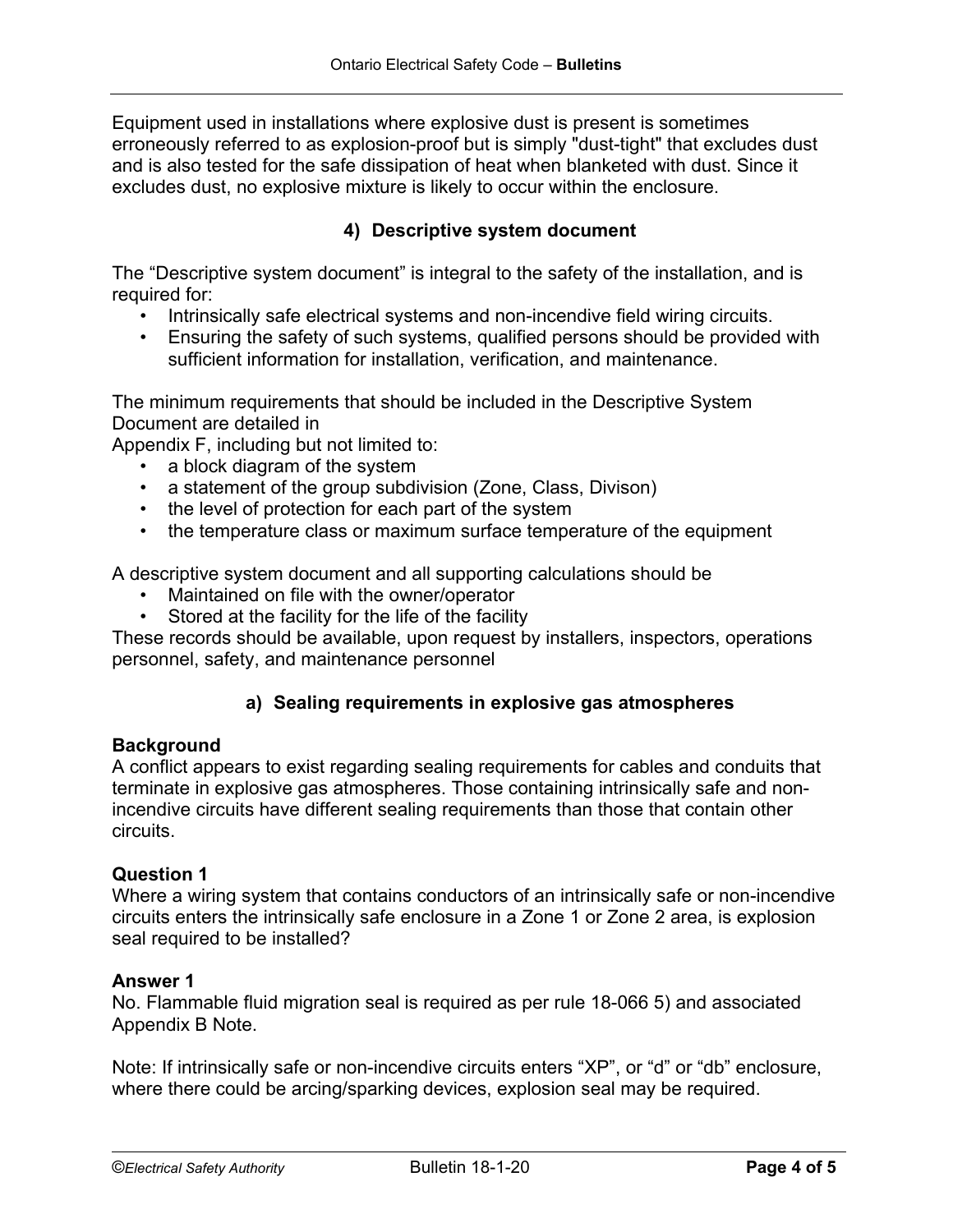Equipment used in installations where explosive dust is present is sometimes erroneously referred to as explosion-proof but is simply "dust-tight" that excludes dust and is also tested for the safe dissipation of heat when blanketed with dust. Since it excludes dust, no explosive mixture is likely to occur within the enclosure.

### 4) Descriptive system document

The “Descriptive system document” is integral to the safety of the installation, and is required for:

- Intrinsically safe electrical systems and non-incendive field wiring circuits.
- Ensuring the safety of such systems, qualified persons should be provided with sufficient information for installation, verification, and maintenance.

The minimum requirements that should be included in the Descriptive System Document are detailed in
Appendix F, including but not limited to:

- a block diagram of the system
- a statement of the group subdivision (Zone, Class, Divison)
- the level of protection for each part of the system
- the temperature class or maximum surface temperature of the equipment

A descriptive system document and all supporting calculations should be

- Maintained on file with the owner/operator
- Stored at the facility for the life of the facility

These records should be available, upon request by installers, inspectors, operations personnel, safety, and maintenance personnel

### a) Sealing requirements in explosive gas atmospheres

**Background**
A conflict appears to exist regarding sealing requirements for cables and conduits that terminate in explosive gas atmospheres. Those containing intrinsically safe and non-incendive circuits have different sealing requirements than those that contain other circuits.

**Question 1**
Where a wiring system that contains conductors of an intrinsically safe or non-incendive circuits enters the intrinsically safe enclosure in a Zone 1 or Zone 2 area, is explosion seal required to be installed?

**Answer 1**
No. Flammable fluid migration seal is required as per rule 18-066 5) and associated Appendix B Note.

Note: If intrinsically safe or non-incendive circuits enters “XP”, or “d” or “db” enclosure, where there could be arcing/sparking devices, explosion seal may be required.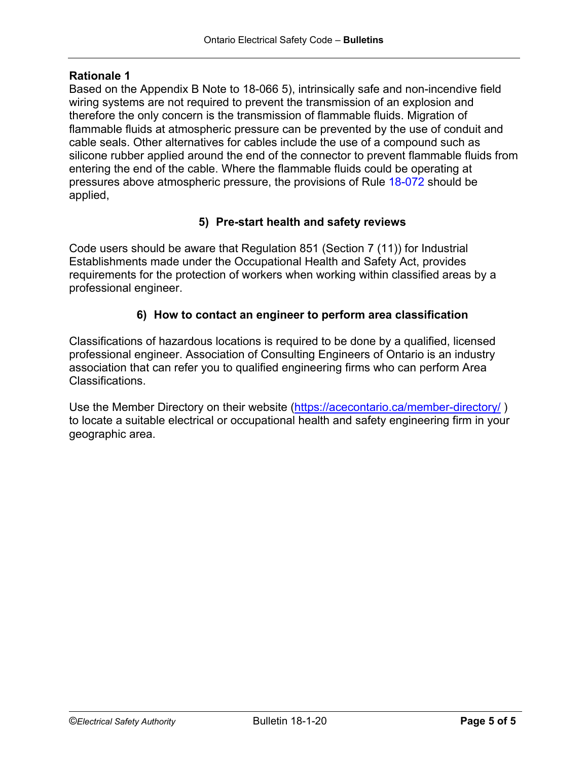**Rationale 1**

Based on the Appendix B Note to 18-066 5), intrinsically safe and non-incendive field wiring systems are not required to prevent the transmission of an explosion and therefore the only concern is the transmission of flammable fluids. Migration of flammable fluids at atmospheric pressure can be prevented by the use of conduit and cable seals. Other alternatives for cables include the use of a compound such as silicone rubber applied around the end of the connector to prevent flammable fluids from entering the end of the cable. Where the flammable fluids could be operating at pressures above atmospheric pressure, the provisions of Rule 18-072 should be applied,

## 5) Pre-start health and safety reviews

Code users should be aware that Regulation 851 (Section 7 (11)) for Industrial Establishments made under the Occupational Health and Safety Act, provides requirements for the protection of workers when working within classified areas by a professional engineer.

## 6) How to contact an engineer to perform area classification

Classifications of hazardous locations is required to be done by a qualified, licensed professional engineer. Association of Consulting Engineers of Ontario is an industry association that can refer you to qualified engineering firms who can perform Area Classifications.

Use the Member Directory on their website (https://acecontario.ca/member-directory/ ) to locate a suitable electrical or occupational health and safety engineering firm in your geographic area.